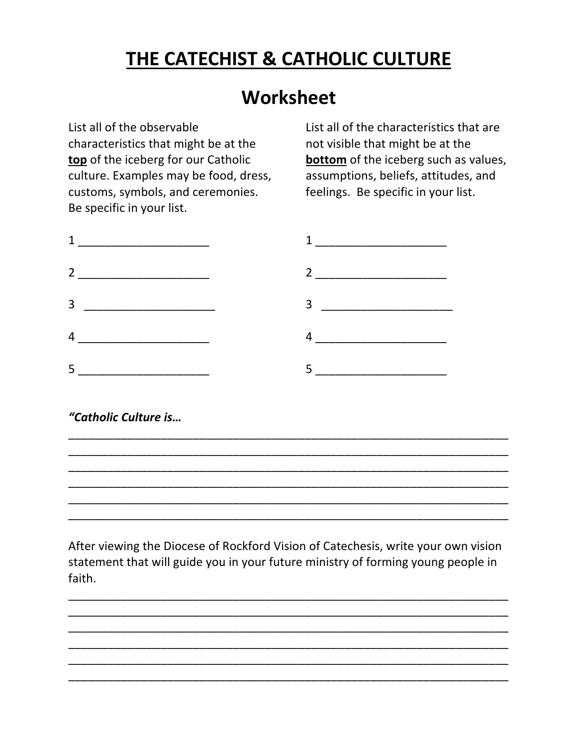# THE CATECHIST & CATHOLIC CULTURE

## Worksheet

List all of the observable characteristics that might be at the **top** of the iceberg for our Catholic culture. Examples may be food, dress, customs, symbols, and ceremonies. Be specific in your list.

1 ____________________

2 ____________________

3 ____________________

4 ____________________

5 ____________________

List all of the characteristics that are not visible that might be at the **bottom** of the iceberg such as values, assumptions, beliefs, attitudes, and feelings. Be specific in your list.

1 ____________________

2 ____________________

3 ____________________

4 ____________________

5 ____________________

***"Catholic Culture is…***

______________________________________________________________________
______________________________________________________________________
______________________________________________________________________
______________________________________________________________________
______________________________________________________________________
______________________________________________________________________

After viewing the Diocese of Rockford Vision of Catechesis, write your own vision statement that will guide you in your future ministry of forming young people in faith.

______________________________________________________________________
______________________________________________________________________
______________________________________________________________________
______________________________________________________________________
______________________________________________________________________
______________________________________________________________________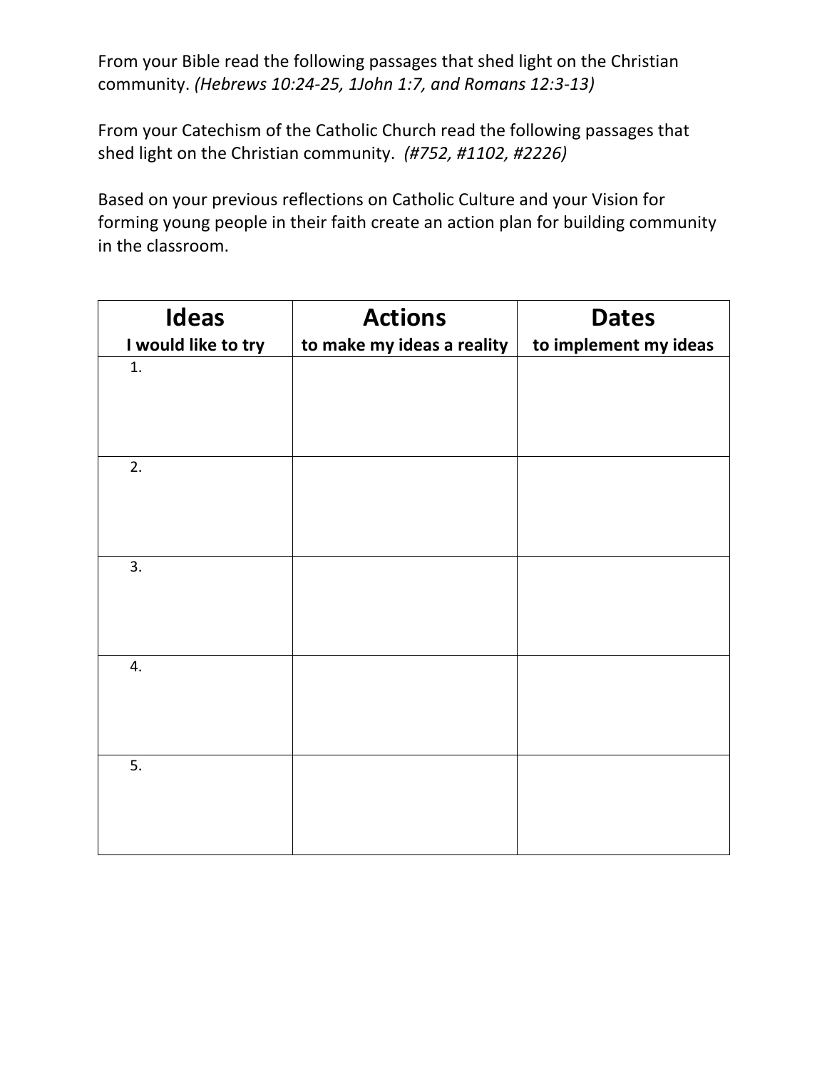From your Bible read the following passages that shed light on the Christian community. *(Hebrews 10:24-25, 1John 1:7, and Romans 12:3-13)*

From your Catechism of the Catholic Church read the following passages that shed light on the Christian community. *(#752, #1102, #2226)*

Based on your previous reflections on Catholic Culture and your Vision for forming young people in their faith create an action plan for building community in the classroom.

| **Ideas**<br>**I would like to try** | **Actions**<br>**to make my ideas a reality** | **Dates**<br>**to implement my ideas** |
|---|---|---|
| 1. | | |
| 2. | | |
| 3. | | |
| 4. | | |
| 5. | | |